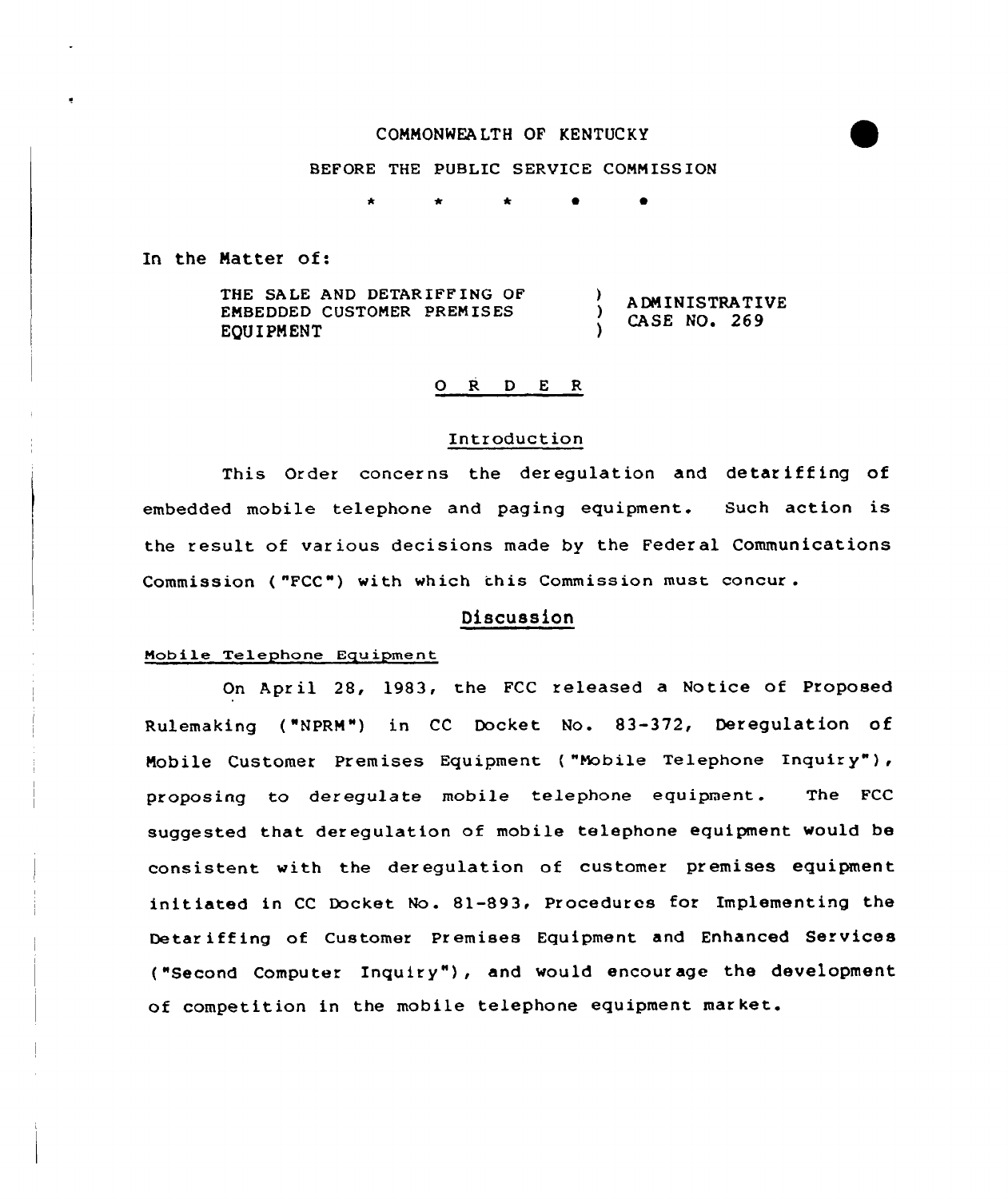COMMONWEALTH OF KENTUCKY

BEFORE THE PUBLIC SERVICE COMMISSION

\* \* \* • •

In the Matter of:

| | | |
|---|---|---|
| THE SALE AND DETARIFFING OF EMBEDDED CUSTOMER PREMISES EQUIPMENT | ) ) ) | ADMINISTRATIVE CASE NO. 269 |

## O R D E R

### Introduction

This Order concerns the deregulation and detariffing of embedded mobile telephone and paging equipment. Such action is the result of various decisions made by the Federal Communications Commission ("FCC") with which this Commission must concur.

### Discussion

#### Mobile Telephone Equipment

On April 28, 1983, the FCC released a Notice of Proposed Rulemaking ("NPRM") in CC Docket No. 83-372, Deregulation of Mobile Customer Premises Equipment ("Mobile Telephone Inquiry"), proposing to deregulate mobile telephone equipment. The FCC suggested that deregulation of mobile telephone equipment would be consistent with the deregulation of customer premises equipment initiated in CC Docket No. 81-893, Procedures for Implementing the Detariffing of Customer Premises Equipment and Enhanced Services ("Second Computer Inquiry"), and would encourage the development of competition in the mobile telephone equipment market.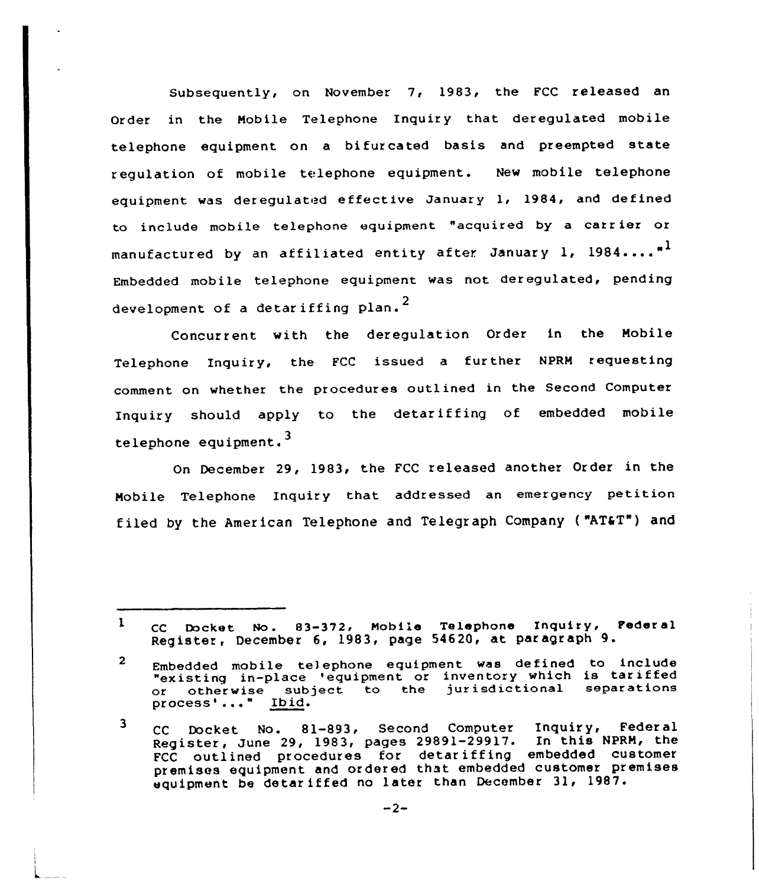Subsequently, on November 7, 1983, the FCC released an Order in the Mobile Telephone Inquiry that deregulated mobile telephone equipment on a bifurcated basis and preempted state regulation of mobile telephone equipment. New mobile telephone equipment was deregulated effective January 1, 1984, and defined to include mobile telephone equipment "acquired by a carrier or manufactured by an affiliated entity after January 1, 1984...."[1] Embedded mobile telephone equipment was not deregulated, pending development of a detariffing plan.[2]

Concurrent with the deregulation Order in the Mobile Telephone Inquiry, the FCC issued a further NPRM requesting comment on whether the procedures outlined in the Second Computer Inquiry should apply to the detariffing of embedded mobile telephone equipment.[3]

On December 29, 1983, the FCC released another Order in the Mobile Telephone Inquiry that addressed an emergency petition filed by the American Telephone and Telegraph Company ("AT&T") and

---

1 CC Docket No. 83-372, Mobile Telephone Inquiry, Federal Register, December 6, 1983, page 54620, at paragraph 9.

2 Embedded mobile telephone equipment was defined to include "existing in-place 'equipment or inventory which is tariffed or otherwise subject to the jurisdictional separations process'..." Ibid.

3 CC Docket No. 81-893, Second Computer Inquiry, Federal Register, June 29, 1983, pages 29891-29917. In this NPRM, the FCC outlined procedures for detariffing embedded customer premises equipment and ordered that embedded customer premises equipment be detariffed no later than December 31, 1987.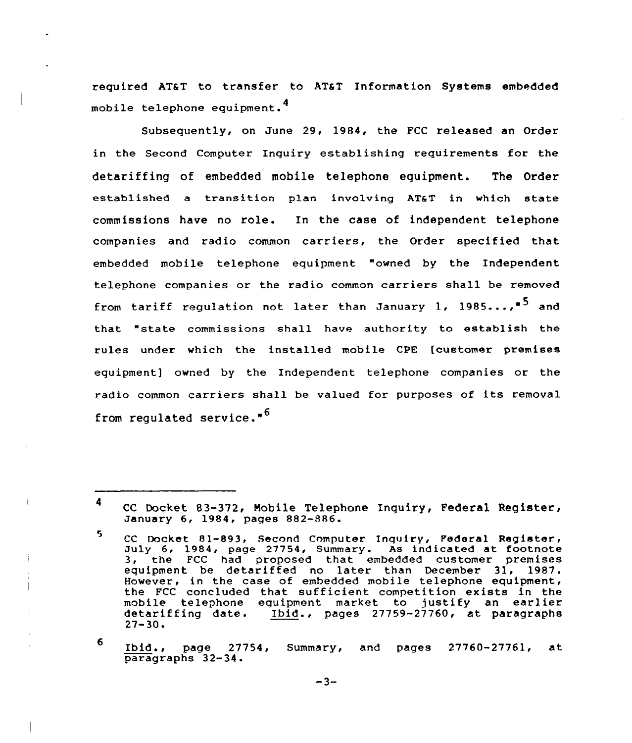required AT&T to transfer to AT&T Information Systems embedded mobile telephone equipment.[4]

Subsequently, on June 29, 1984, the FCC released an Order in the Second Computer Inquiry establishing requirements for the detariffing of embedded mobile telephone equipment. The Order established a transition plan involving AT&T in which state commissions have no role. In the case of independent telephone companies and radio common carriers, the Order specified that embedded mobile telephone equipment "owned by the Independent telephone companies or the radio common carriers shall be removed from tariff regulation not later than January 1, 1985...,"[5] and that "state commissions shall have authority to establish the rules under which the installed mobile CPE [customer premises equipment] owned by the Independent telephone companies or the radio common carriers shall be valued for purposes of its removal from regulated service."[6]

---

4 CC Docket 83-372, Mobile Telephone Inquiry, Federal Register, January 6, 1984, pages 882-886.

5 CC Docket 81-893, Second Computer Inquiry, Federal Register, July 6, 1984, page 27754, Summary. As indicated at footnote 3, the FCC had proposed that embedded customer premises equipment be detariffed no later than December 31, 1987. However, in the case of embedded mobile telephone equipment, the FCC concluded that sufficient competition exists in the mobile telephone equipment market to justify an earlier detariffing date. Ibid., pages 27759-27760, at paragraphs 27-30.

6 Ibid., page 27754, Summary, and pages 27760-27761, at paragraphs 32-34.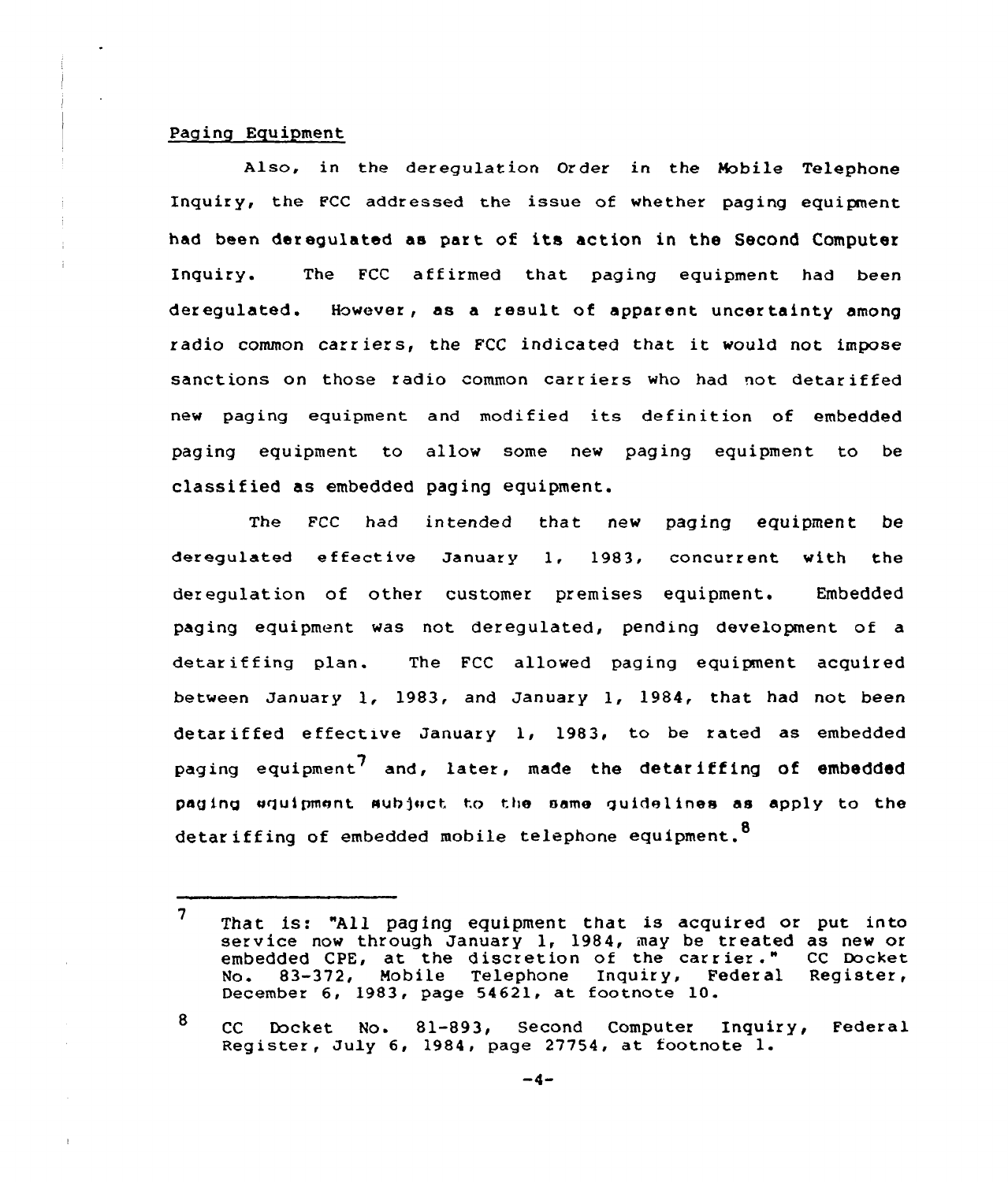Paging Equipment

Also, in the deregulation Order in the Mobile Telephone Inquiry, the FCC addressed the issue of whether paging equipment had been deregulated as part of its action in the Second Computer Inquiry. The FCC affirmed that paging equipment had been deregulated. However, as a result of apparent uncertainty among radio common carriers, the FCC indicated that it would not impose sanctions on those radio common carriers who had not detariffed new paging equipment and modified its definition of embedded paging equipment to allow some new paging equipment to be classified as embedded paging equipment.

The FCC had intended that new paging equipment be deregulated effective January 1, 1983, concurrent with the deregulation of other customer premises equipment. Embedded paging equipment was not deregulated, pending development of a detariffing plan. The FCC allowed paging equipment acquired between January 1, 1983, and January 1, 1984, that had not been detariffed effective January 1, 1983, to be rated as embedded paging equipment[7] and, later, made the detariffing of embedded paging equipment subject to the same guidelines as apply to the detariffing of embedded mobile telephone equipment.[8]

---

[7] That is: "All paging equipment that is acquired or put into service now through January 1, 1984, may be treated as new or embedded CPE, at the discretion of the carrier." CC Docket No. 83-372, Mobile Telephone Inquiry, Federal Register, December 6, 1983, page 54621, at footnote 10.

[8] CC Docket No. 81-893, Second Computer Inquiry, Federal Register, July 6, 1984, page 27754, at footnote 1.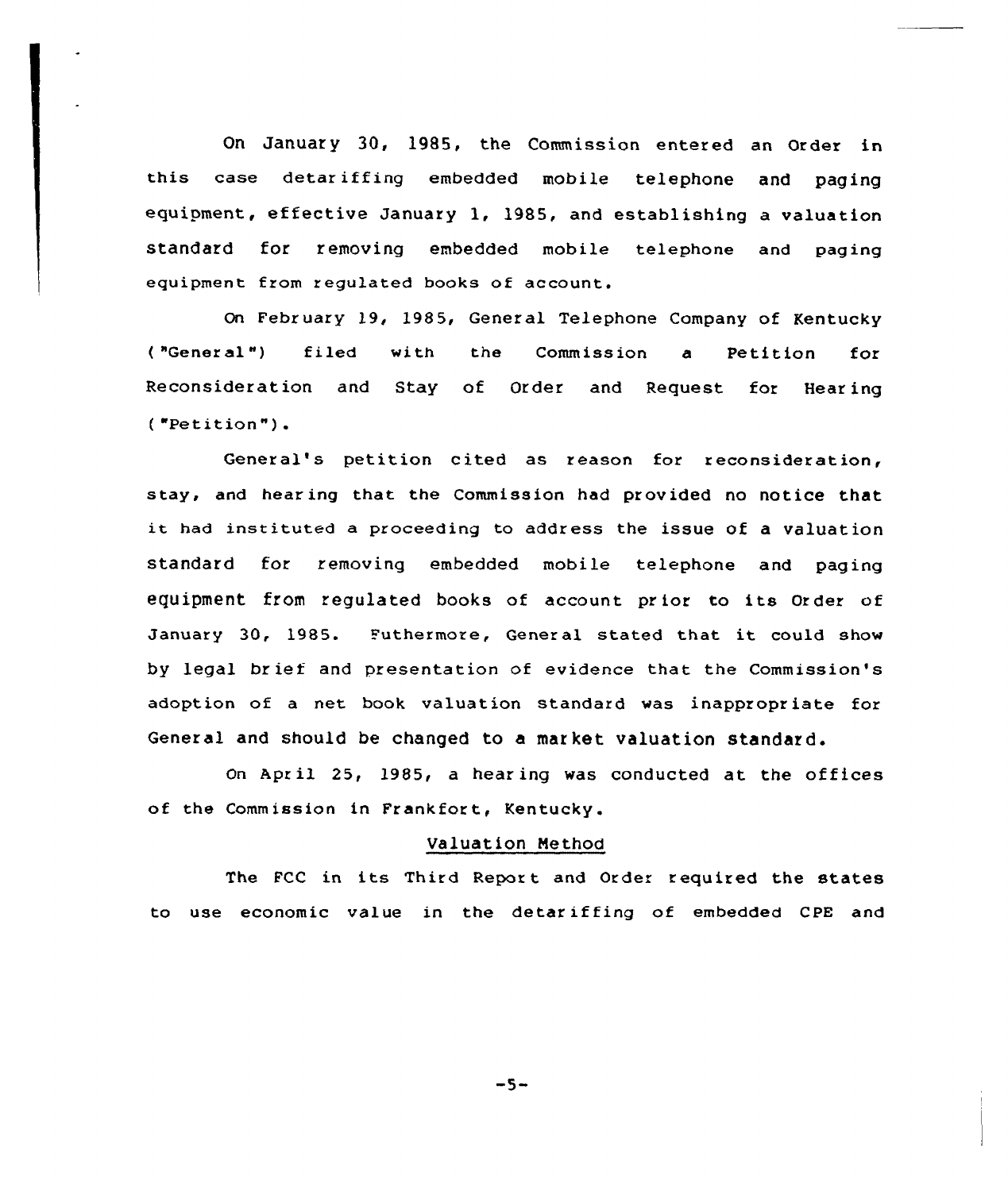On January 30, 1985, the Commission entered an Order in this case detariffing embedded mobile telephone and paging equipment, effective January 1, 1985, and establishing a valuation standard for removing embedded mobile telephone and paging equipment from regulated books of account.

On February 19, 1985, General Telephone Company of Kentucky ("General") filed with the Commission a Petition for Reconsideration and Stay of Order and Request for Hearing ("Petition").

General's petition cited as reason for reconsideration, stay, and hearing that the Commission had provided no notice that it had instituted a proceeding to address the issue of a valuation standard for removing embedded mobile telephone and paging equipment from regulated books of account prior to its Order of January 30, 1985. Futhermore, General stated that it could show by legal brief and presentation of evidence that the Commission's adoption of a net book valuation standard was inappropriate for General and should be changed to a market valuation standard.

On April 25, 1985, a hearing was conducted at the offices of the Commission in Frankfort, Kentucky.

## Valuation Method

The FCC in its Third Report and Order required the states to use economic value in the detariffing of embedded CPE and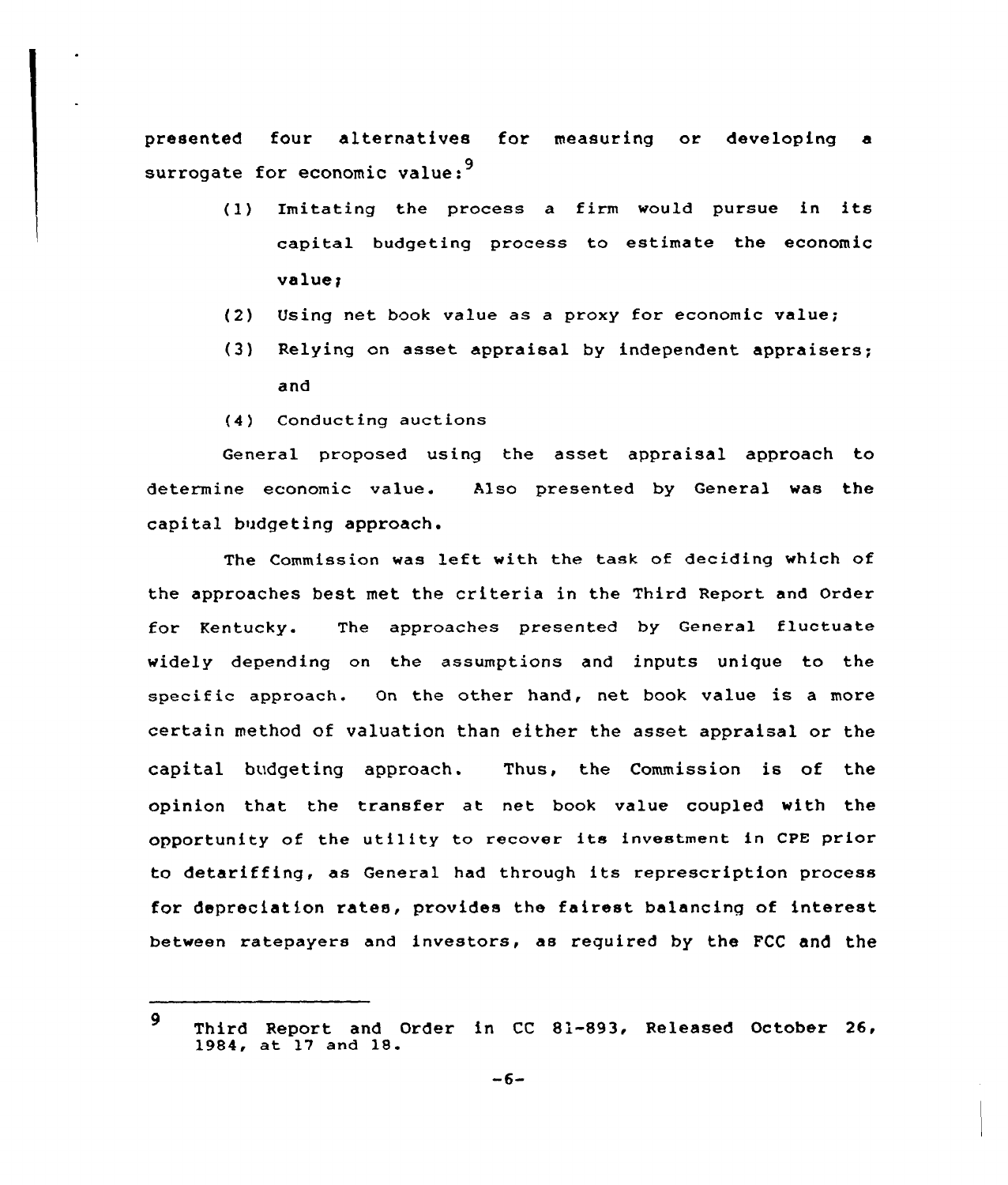presented four alternatives for measuring or developing a surrogate for economic value:[9]

(1) Imitating the process a firm would pursue in its capital budgeting process to estimate the economic value;

(2) Using net book value as a proxy for economic value;

(3) Relying on asset appraisal by independent appraisers; and

(4) Conducting auctions

General proposed using the asset appraisal approach to determine economic value. Also presented by General was the capital budgeting approach.

The Commission was left with the task of deciding which of the approaches best met the criteria in the Third Report and Order for Kentucky. The approaches presented by General fluctuate widely depending on the assumptions and inputs unique to the specific approach. On the other hand, net book value is a more certain method of valuation than either the asset appraisal or the capital budgeting approach. Thus, the Commission is of the opinion that the transfer at net book value coupled with the opportunity of the utility to recover its investment in CPE prior to detariffing, as General had through its represcription process for depreciation rates, provides the fairest balancing of interest between ratepayers and investors, as required by the FCC and the

---

[9] Third Report and Order in CC 81-893, Released October 26, 1984, at 17 and 18.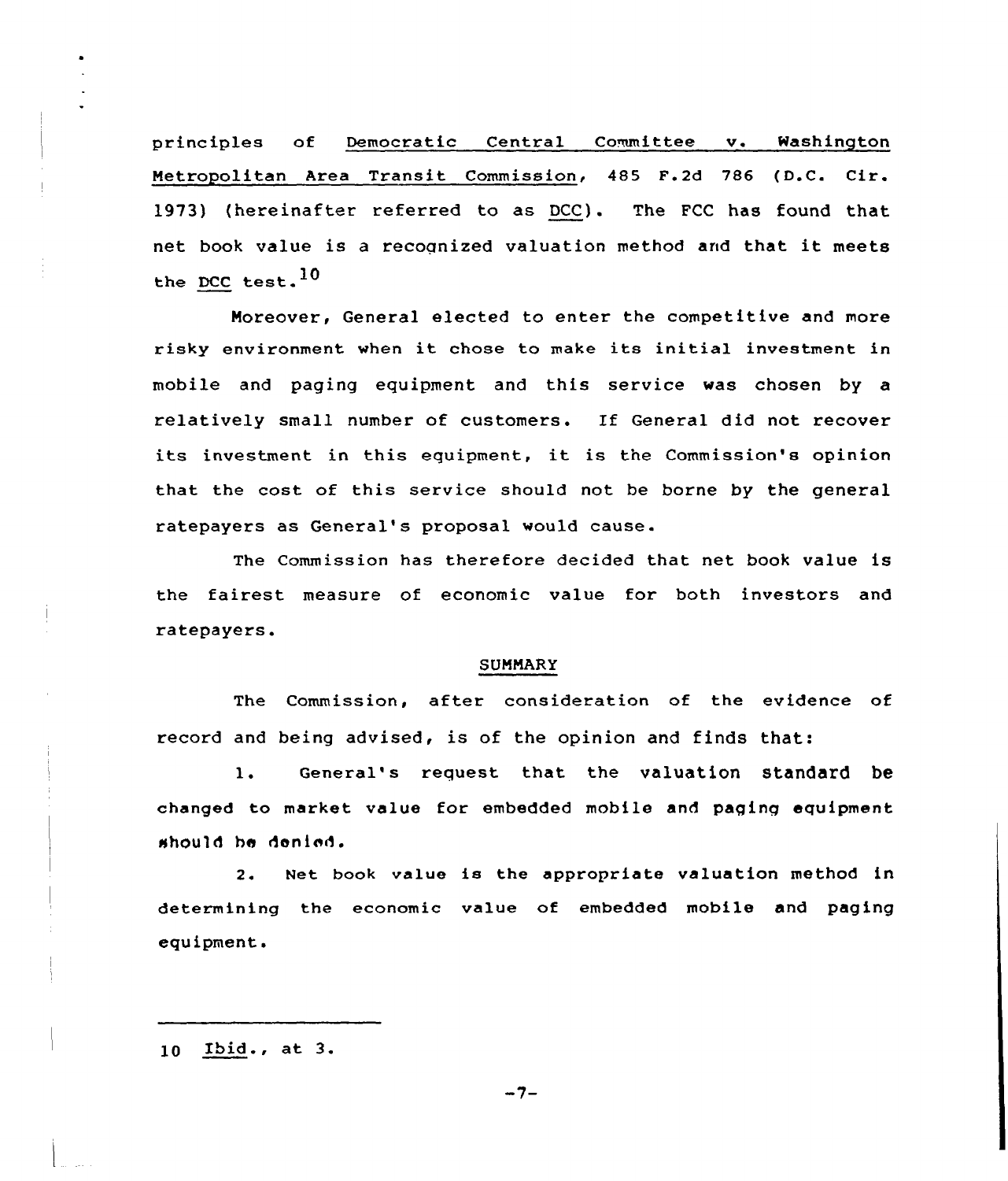principles of Democratic Central Committee v. Washington Metropolitan Area Transit Commission, 485 F.2d 786 (D.C. Cir. 1973) (hereinafter referred to as DCC). The FCC has found that net book value is a recognized valuation method and that it meets the DCC test.[10]

Moreover, General elected to enter the competitive and more risky environment when it chose to make its initial investment in mobile and paging equipment and this service was chosen by a relatively small number of customers. If General did not recover its investment in this equipment, it is the Commission's opinion that the cost of this service should not be borne by the general ratepayers as General's proposal would cause.

The Commission has therefore decided that net book value is the fairest measure of economic value for both investors and ratepayers.

## SUMMARY

The Commission, after consideration of the evidence of record and being advised, is of the opinion and finds that:

1. General's request that the valuation standard be changed to market value for embedded mobile and paging equipment should be denied.

2. Net book value is the appropriate valuation method in determining the economic value of embedded mobile and paging equipment.

---

10 Ibid., at 3.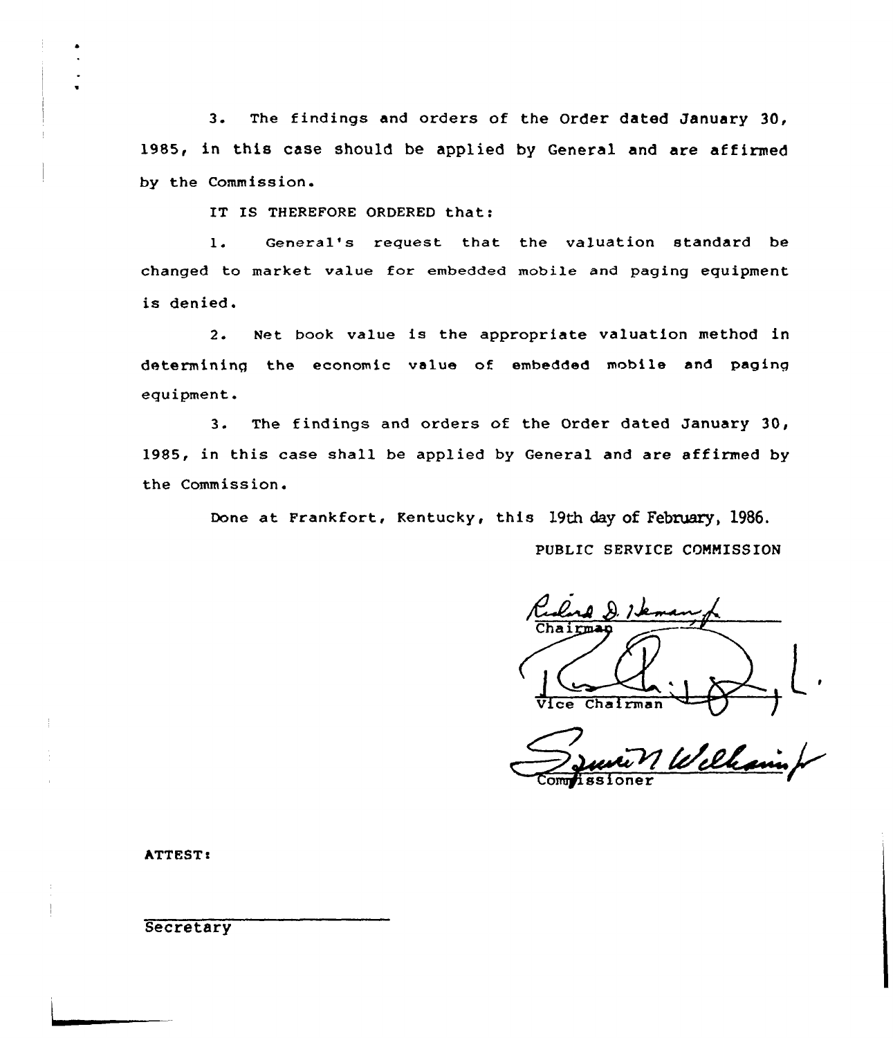3. The findings and orders of the Order dated January 30, 1985, in this case should be applied by General and are affirmed by the Commission.

IT IS THEREFORE ORDERED that:

1. General's request that the valuation standard be changed to market value for embedded mobile and paging equipment is denied.

2. Net book value is the appropriate valuation method in determining the economic value of embedded mobile and paging equipment.

3. The findings and orders of the Order dated January 30, 1985, in this case shall be applied by General and are affirmed by the Commission.

Done at Frankfort, Kentucky, this 19th day of February, 1986.

PUBLIC SERVICE COMMISSION

Chairman

Vice Chairman

Commissioner

ATTEST:

Secretary